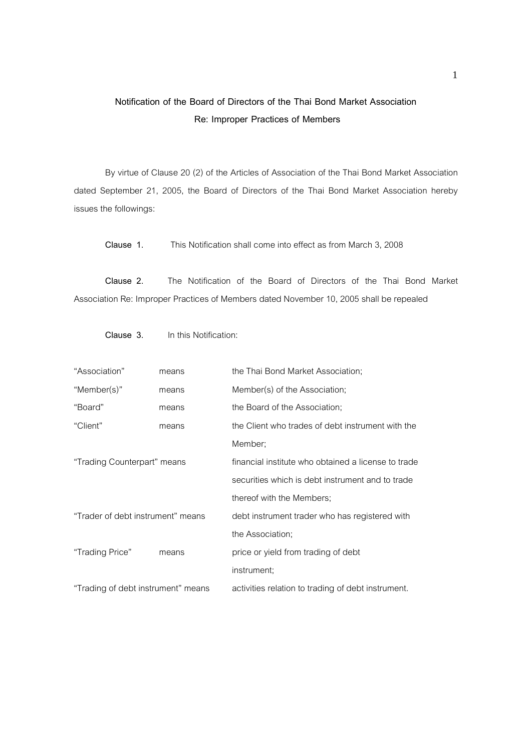**Notification of the Board of Directors of the Thai Bond Market Association**
**Re: Improper Practices of Members**

By virtue of Clause 20 (2) of the Articles of Association of the Thai Bond Market Association dated September 21, 2005, the Board of Directors of the Thai Bond Market Association hereby issues the followings:

**Clause 1.** This Notification shall come into effect as from March 3, 2008

**Clause 2.** The Notification of the Board of Directors of the Thai Bond Market Association Re: Improper Practices of Members dated November 10, 2005 shall be repealed

**Clause 3.** In this Notification:

| | | |
|---|---|---|
| "Association" | means | the Thai Bond Market Association; |
| "Member(s)" | means | Member(s) of the Association; |
| "Board" | means | the Board of the Association; |
| "Client" | means | the Client who trades of debt instrument with the Member; |
| "Trading Counterpart" | means | financial institute who obtained a license to trade securities which is debt instrument and to trade thereof with the Members; |
| "Trader of debt instrument" | means | debt instrument trader who has registered with the Association; |
| "Trading Price" | means | price or yield from trading of debt instrument; |
| "Trading of debt instrument" | means | activities relation to trading of debt instrument. |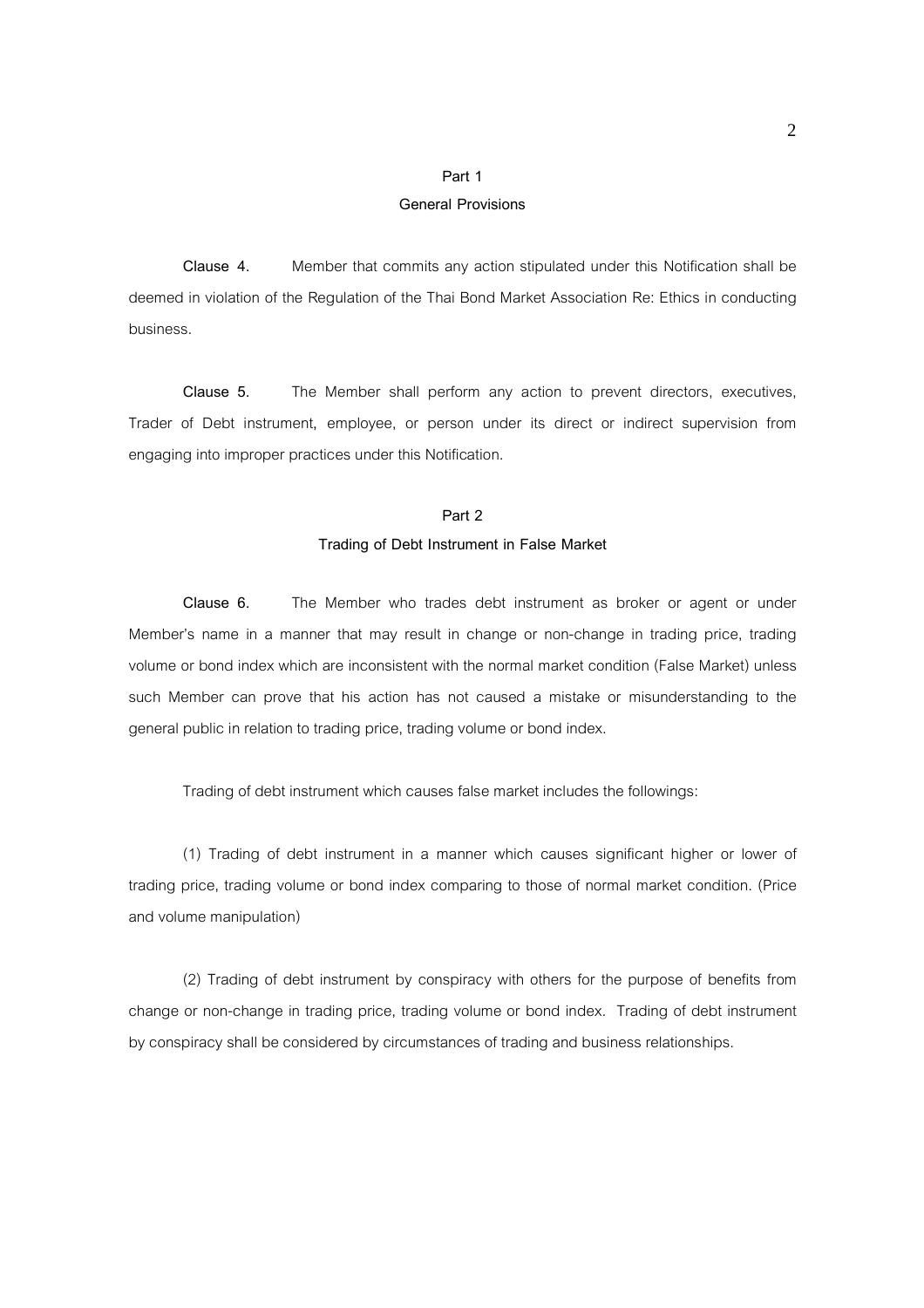## Part 1

## General Provisions

**Clause 4.** Member that commits any action stipulated under this Notification shall be deemed in violation of the Regulation of the Thai Bond Market Association Re: Ethics in conducting business.

**Clause 5.** The Member shall perform any action to prevent directors, executives, Trader of Debt instrument, employee, or person under its direct or indirect supervision from engaging into improper practices under this Notification.

## Part 2

## Trading of Debt Instrument in False Market

**Clause 6.** The Member who trades debt instrument as broker or agent or under Member's name in a manner that may result in change or non-change in trading price, trading volume or bond index which are inconsistent with the normal market condition (False Market) unless such Member can prove that his action has not caused a mistake or misunderstanding to the general public in relation to trading price, trading volume or bond index.

Trading of debt instrument which causes false market includes the followings:

(1) Trading of debt instrument in a manner which causes significant higher or lower of trading price, trading volume or bond index comparing to those of normal market condition. (Price and volume manipulation)

(2) Trading of debt instrument by conspiracy with others for the purpose of benefits from change or non-change in trading price, trading volume or bond index. Trading of debt instrument by conspiracy shall be considered by circumstances of trading and business relationships.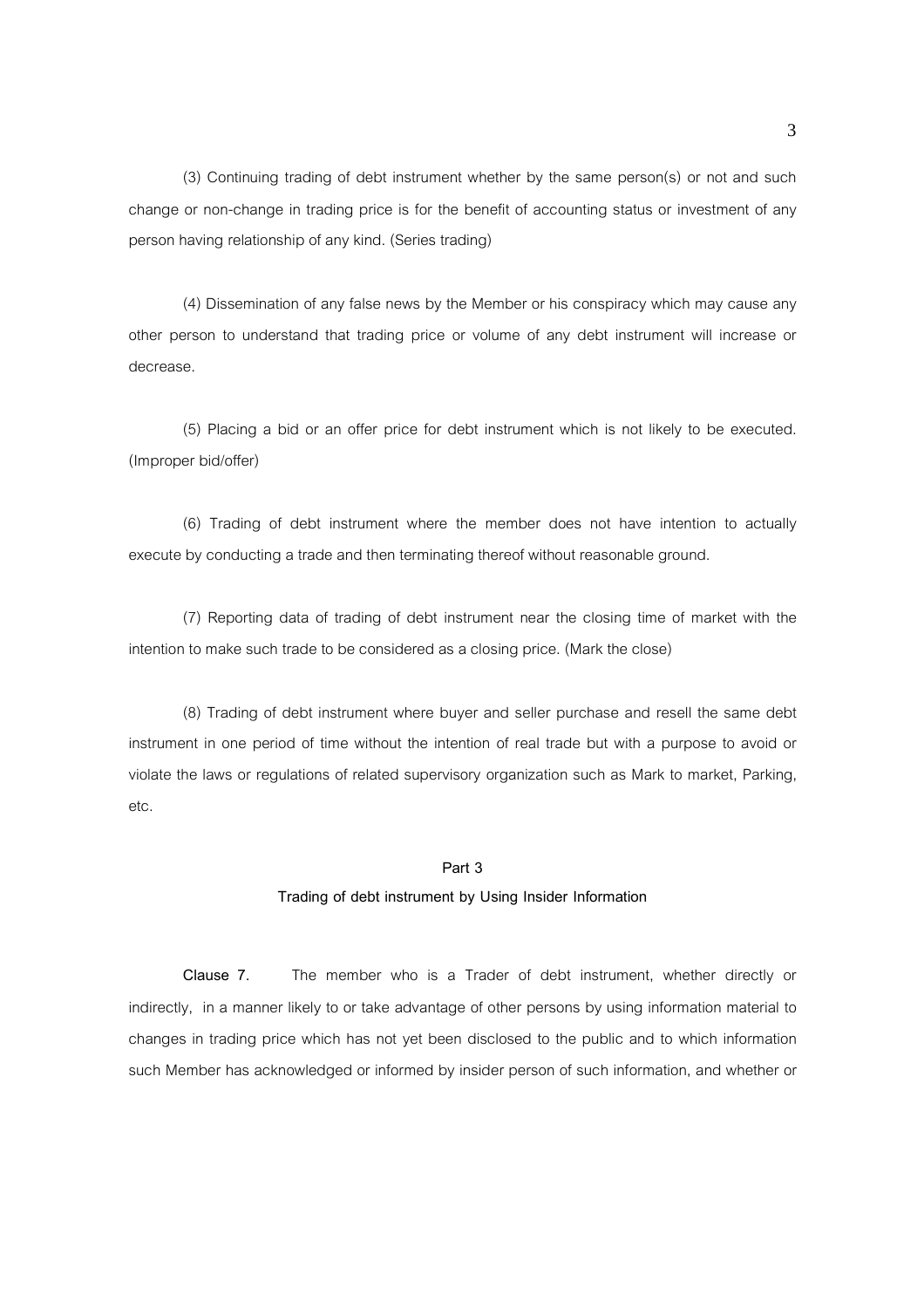(3) Continuing trading of debt instrument whether by the same person(s) or not and such change or non-change in trading price is for the benefit of accounting status or investment of any person having relationship of any kind. (Series trading)

(4) Dissemination of any false news by the Member or his conspiracy which may cause any other person to understand that trading price or volume of any debt instrument will increase or decrease.

(5) Placing a bid or an offer price for debt instrument which is not likely to be executed. (Improper bid/offer)

(6) Trading of debt instrument where the member does not have intention to actually execute by conducting a trade and then terminating thereof without reasonable ground.

(7) Reporting data of trading of debt instrument near the closing time of market with the intention to make such trade to be considered as a closing price. (Mark the close)

(8) Trading of debt instrument where buyer and seller purchase and resell the same debt instrument in one period of time without the intention of real trade but with a purpose to avoid or violate the laws or regulations of related supervisory organization such as Mark to market, Parking, etc.

## Part 3

### Trading of debt instrument by Using Insider Information

**Clause 7.** The member who is a Trader of debt instrument, whether directly or indirectly, in a manner likely to or take advantage of other persons by using information material to changes in trading price which has not yet been disclosed to the public and to which information such Member has acknowledged or informed by insider person of such information, and whether or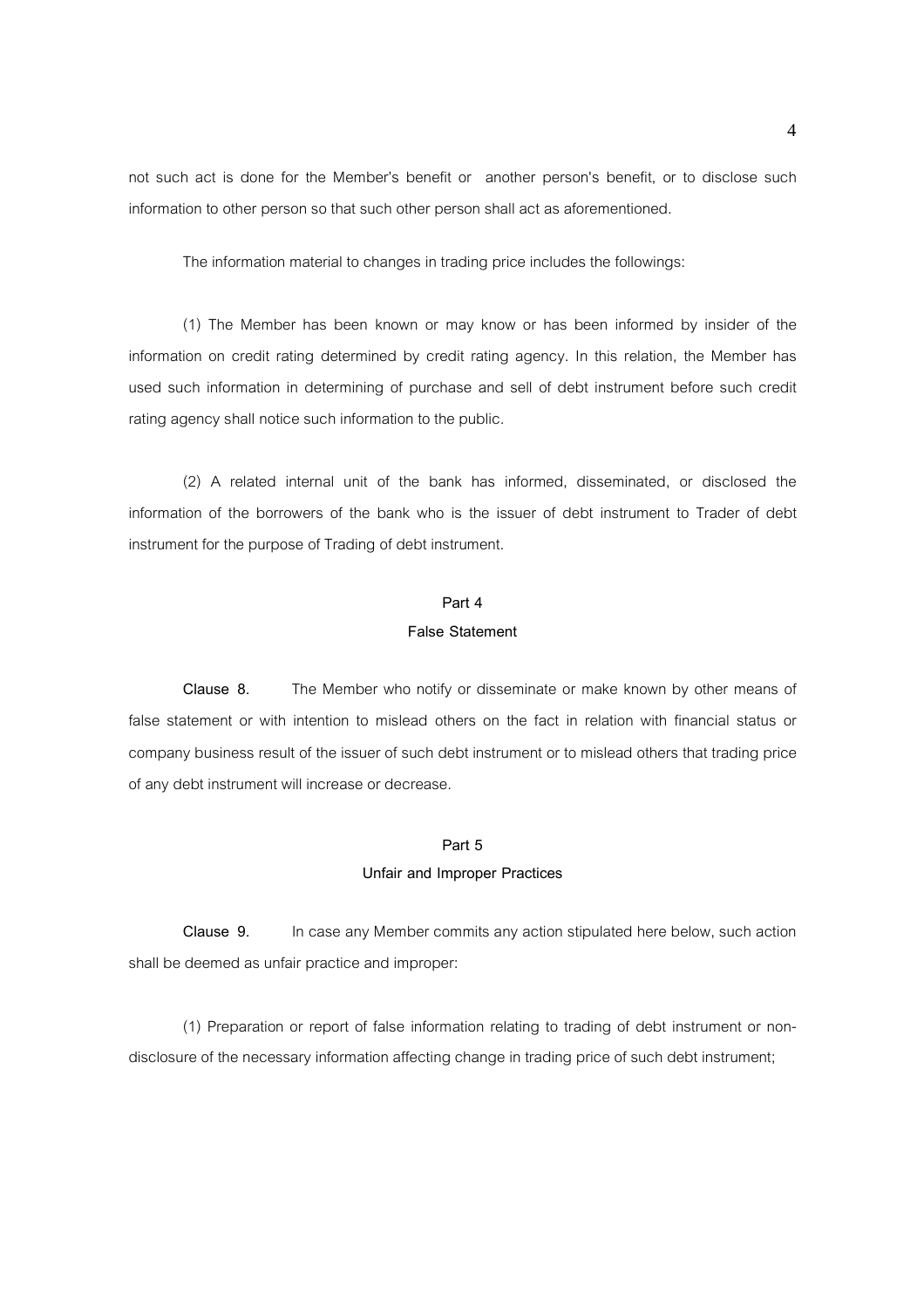not such act is done for the Member's benefit or another person's benefit, or to disclose such information to other person so that such other person shall act as aforementioned.

The information material to changes in trading price includes the followings:

(1) The Member has been known or may know or has been informed by insider of the information on credit rating determined by credit rating agency. In this relation, the Member has used such information in determining of purchase and sell of debt instrument before such credit rating agency shall notice such information to the public.

(2) A related internal unit of the bank has informed, disseminated, or disclosed the information of the borrowers of the bank who is the issuer of debt instrument to Trader of debt instrument for the purpose of Trading of debt instrument.

## Part 4
## False Statement

**Clause 8.** The Member who notify or disseminate or make known by other means of false statement or with intention to mislead others on the fact in relation with financial status or company business result of the issuer of such debt instrument or to mislead others that trading price of any debt instrument will increase or decrease.

## Part 5
## Unfair and Improper Practices

**Clause 9.** In case any Member commits any action stipulated here below, such action shall be deemed as unfair practice and improper:

(1) Preparation or report of false information relating to trading of debt instrument or non-disclosure of the necessary information affecting change in trading price of such debt instrument;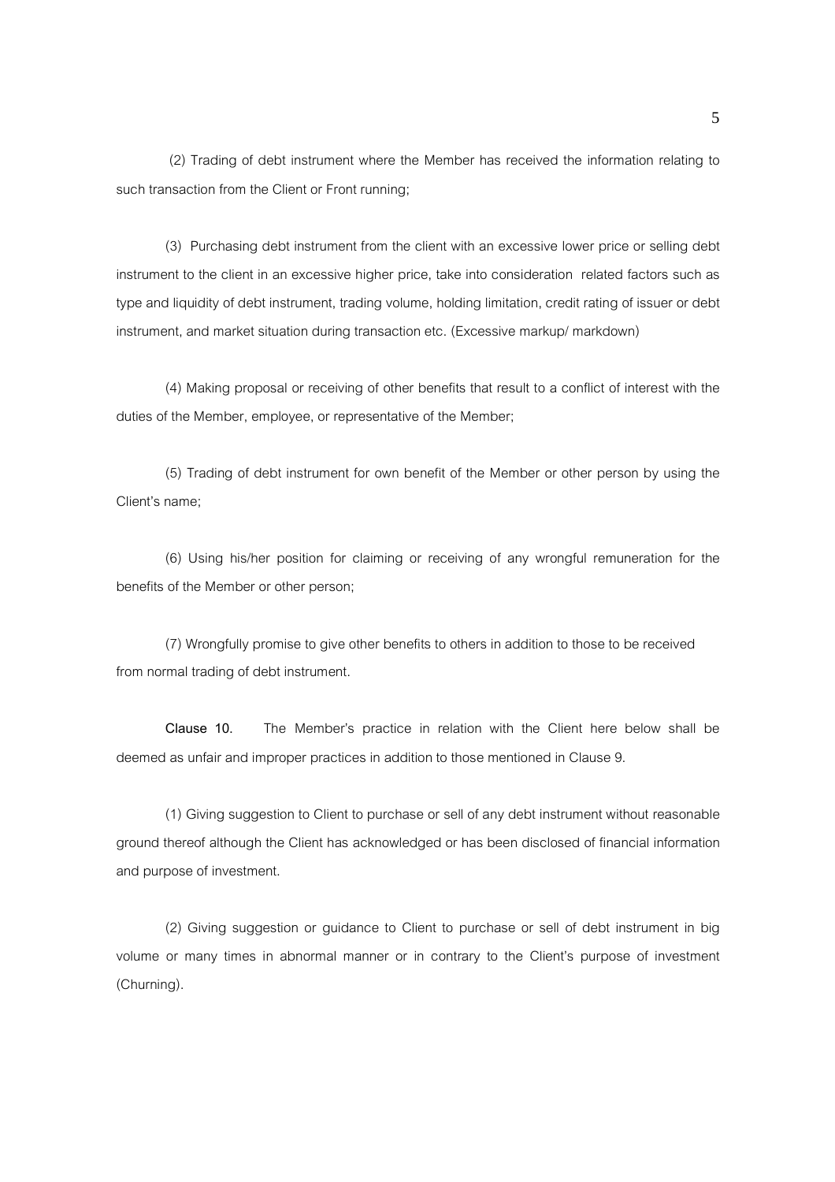(2) Trading of debt instrument where the Member has received the information relating to such transaction from the Client or Front running;

(3) Purchasing debt instrument from the client with an excessive lower price or selling debt instrument to the client in an excessive higher price, take into consideration related factors such as type and liquidity of debt instrument, trading volume, holding limitation, credit rating of issuer or debt instrument, and market situation during transaction etc. (Excessive markup/ markdown)

(4) Making proposal or receiving of other benefits that result to a conflict of interest with the duties of the Member, employee, or representative of the Member;

(5) Trading of debt instrument for own benefit of the Member or other person by using the Client's name;

(6) Using his/her position for claiming or receiving of any wrongful remuneration for the benefits of the Member or other person;

(7) Wrongfully promise to give other benefits to others in addition to those to be received from normal trading of debt instrument.

**Clause 10.** The Member's practice in relation with the Client here below shall be deemed as unfair and improper practices in addition to those mentioned in Clause 9.

(1) Giving suggestion to Client to purchase or sell of any debt instrument without reasonable ground thereof although the Client has acknowledged or has been disclosed of financial information and purpose of investment.

(2) Giving suggestion or guidance to Client to purchase or sell of debt instrument in big volume or many times in abnormal manner or in contrary to the Client's purpose of investment (Churning).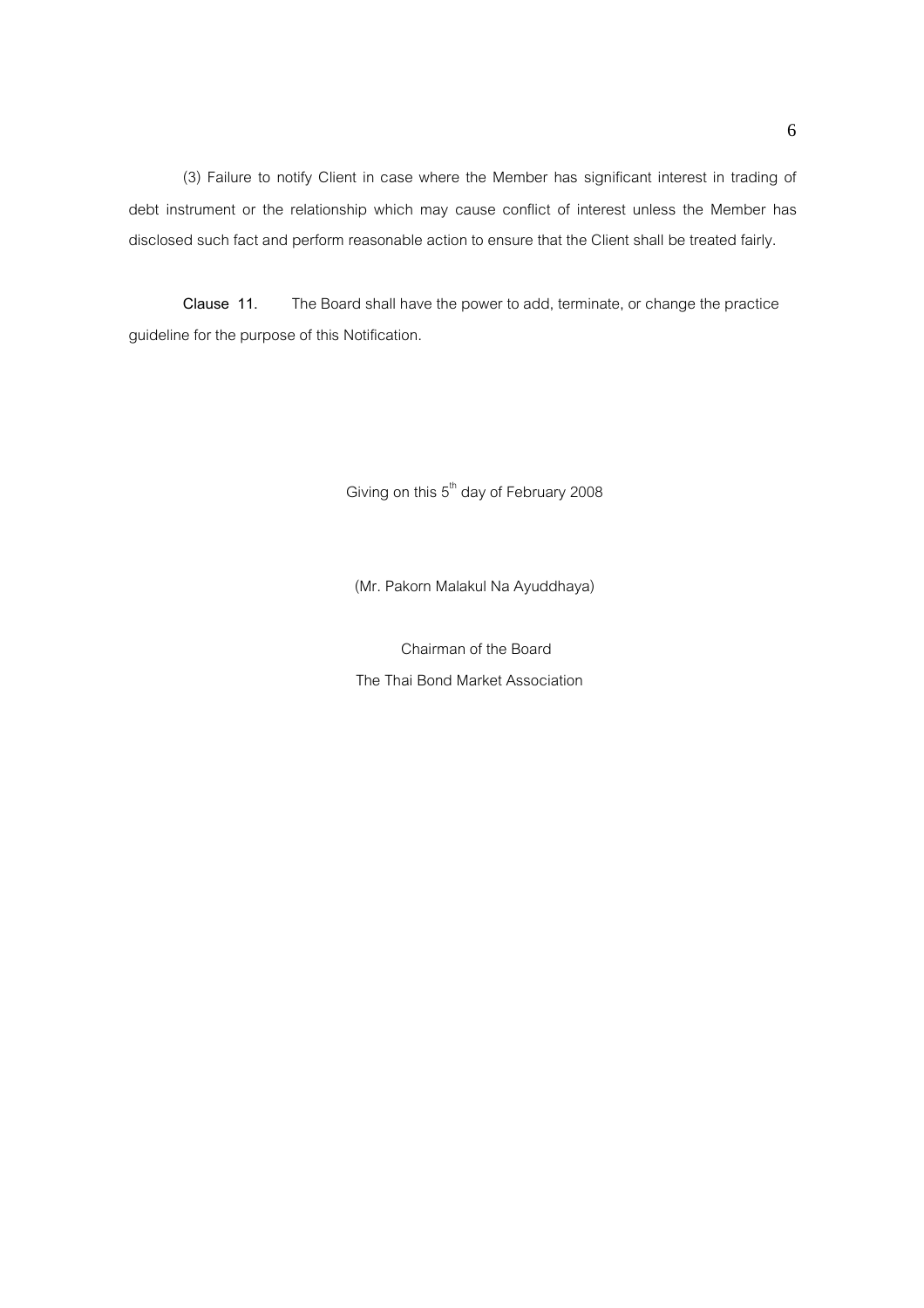(3) Failure to notify Client in case where the Member has significant interest in trading of debt instrument or the relationship which may cause conflict of interest unless the Member has disclosed such fact and perform reasonable action to ensure that the Client shall be treated fairly.

**Clause 11.** The Board shall have the power to add, terminate, or change the practice guideline for the purpose of this Notification.

Giving on this 5th day of February 2008

(Mr. Pakorn Malakul Na Ayuddhaya)

Chairman of the Board

The Thai Bond Market Association